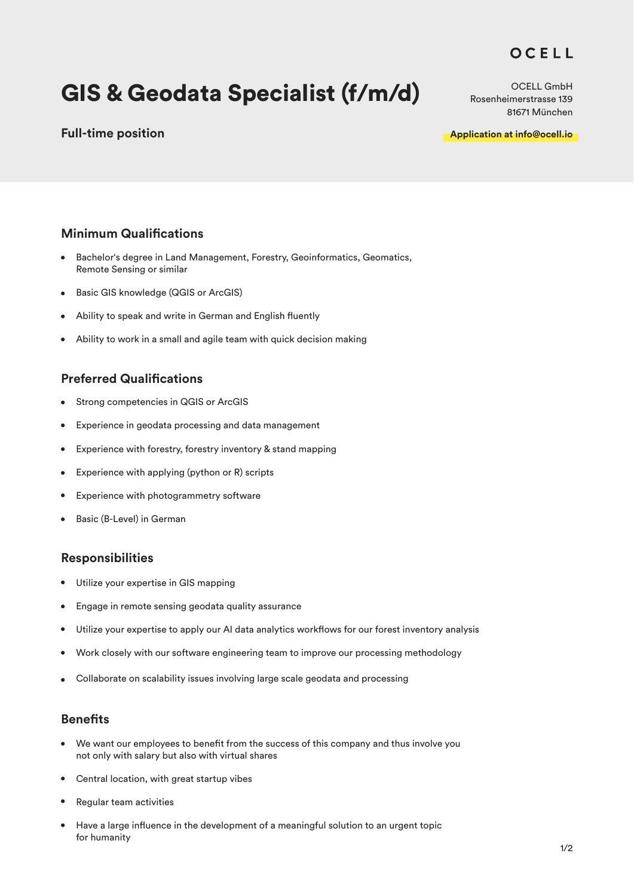OCELL

# GIS & Geodata Specialist (f/m/d)

OCELL GmbH
Rosenheimerstrasse 139
81671 München

**Full-time position**

**Application at info@ocell.io**

## Minimum Qualifications

- Bachelor's degree in Land Management, Forestry, Geoinformatics, Geomatics, Remote Sensing or similar
- Basic GIS knowledge (QGIS or ArcGIS)
- Ability to speak and write in German and English fluently
- Ability to work in a small and agile team with quick decision making

## Preferred Qualifications

- Strong competencies in QGIS or ArcGIS
- Experience in geodata processing and data management
- Experience with forestry, forestry inventory & stand mapping
- Experience with applying (python or R) scripts
- Experience with photogrammetry software
- Basic (B-Level) in German

## Responsibilities

- Utilize your expertise in GIS mapping
- Engage in remote sensing geodata quality assurance
- Utilize your expertise to apply our AI data analytics workflows for our forest inventory analysis
- Work closely with our software engineering team to improve our processing methodology
- Collaborate on scalability issues involving large scale geodata and processing

## Benefits

- We want our employees to benefit from the success of this company and thus involve you not only with salary but also with virtual shares
- Central location, with great startup vibes
- Regular team activities
- Have a large influence in the development of a meaningful solution to an urgent topic for humanity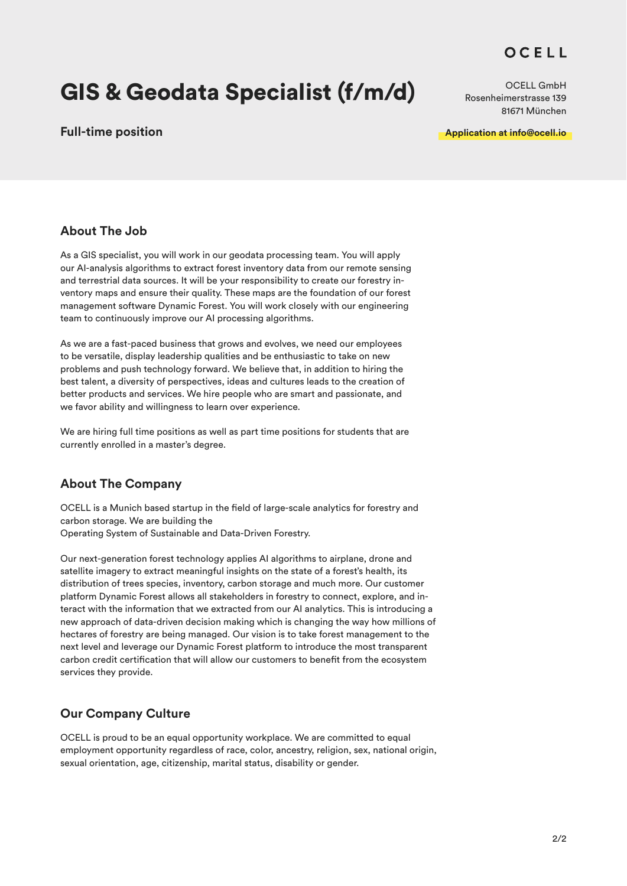OCELL

# GIS & Geodata Specialist (f/m/d)

**Full-time position**

OCELL GmbH
Rosenheimerstrasse 139
81671 München

**Application at info@ocell.io**

## About The Job

As a GIS specialist, you will work in our geodata processing team. You will apply our AI-analysis algorithms to extract forest inventory data from our remote sensing and terrestrial data sources. It will be your responsibility to create our forestry inventory maps and ensure their quality. These maps are the foundation of our forest management software Dynamic Forest. You will work closely with our engineering team to continuously improve our AI processing algorithms.

As we are a fast-paced business that grows and evolves, we need our employees to be versatile, display leadership qualities and be enthusiastic to take on new problems and push technology forward. We believe that, in addition to hiring the best talent, a diversity of perspectives, ideas and cultures leads to the creation of better products and services. We hire people who are smart and passionate, and we favor ability and willingness to learn over experience.

We are hiring full time positions as well as part time positions for students that are currently enrolled in a master's degree.

## About The Company

OCELL is a Munich based startup in the field of large-scale analytics for forestry and carbon storage. We are building the
Operating System of Sustainable and Data-Driven Forestry.

Our next-generation forest technology applies AI algorithms to airplane, drone and satellite imagery to extract meaningful insights on the state of a forest's health, its distribution of trees species, inventory, carbon storage and much more. Our customer platform Dynamic Forest allows all stakeholders in forestry to connect, explore, and interact with the information that we extracted from our AI analytics. This is introducing a new approach of data-driven decision making which is changing the way how millions of hectares of forestry are being managed. Our vision is to take forest management to the next level and leverage our Dynamic Forest platform to introduce the most transparent carbon credit certification that will allow our customers to benefit from the ecosystem services they provide.

## Our Company Culture

OCELL is proud to be an equal opportunity workplace. We are committed to equal employment opportunity regardless of race, color, ancestry, religion, sex, national origin, sexual orientation, age, citizenship, marital status, disability or gender.